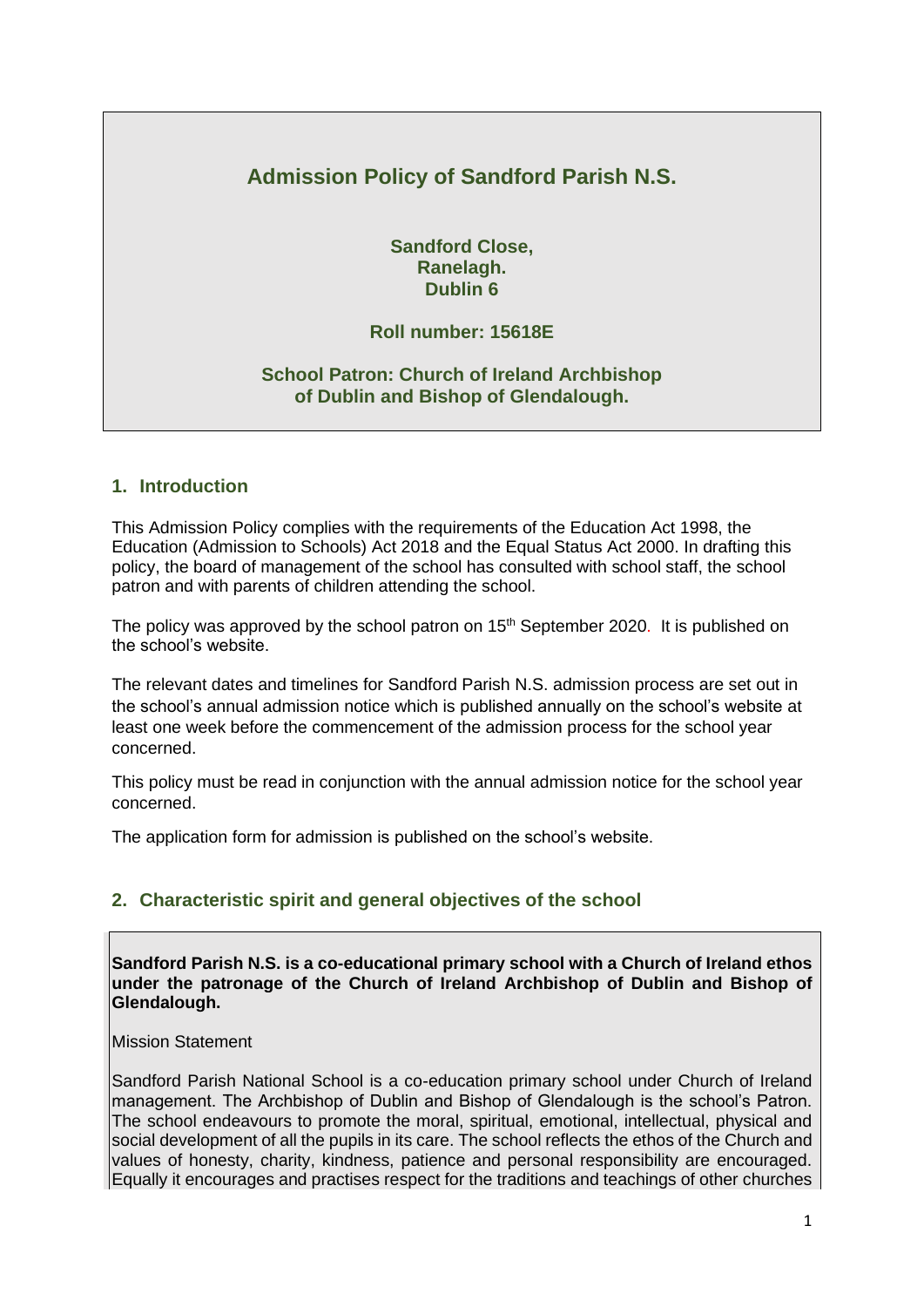# Admission Policy of Sandford Parish N.S.

**Sandford Close,**
**Ranelagh.**
**Dublin 6**

**Roll number: 15618E**

**School Patron: Church of Ireland Archbishop of Dublin and Bishop of Glendalough.**

## 1. Introduction

This Admission Policy complies with the requirements of the Education Act 1998, the Education (Admission to Schools) Act 2018 and the Equal Status Act 2000. In drafting this policy, the board of management of the school has consulted with school staff, the school patron and with parents of children attending the school.

The policy was approved by the school patron on 15th September 2020. It is published on the school's website.

The relevant dates and timelines for Sandford Parish N.S. admission process are set out in the school's annual admission notice which is published annually on the school's website at least one week before the commencement of the admission process for the school year concerned.

This policy must be read in conjunction with the annual admission notice for the school year concerned.

The application form for admission is published on the school's website.

## 2. Characteristic spirit and general objectives of the school

**Sandford Parish N.S. is a co-educational primary school with a Church of Ireland ethos under the patronage of the Church of Ireland Archbishop of Dublin and Bishop of Glendalough.**

Mission Statement

Sandford Parish National School is a co-education primary school under Church of Ireland management. The Archbishop of Dublin and Bishop of Glendalough is the school's Patron. The school endeavours to promote the moral, spiritual, emotional, intellectual, physical and social development of all the pupils in its care. The school reflects the ethos of the Church and values of honesty, charity, kindness, patience and personal responsibility are encouraged. Equally it encourages and practises respect for the traditions and teachings of other churches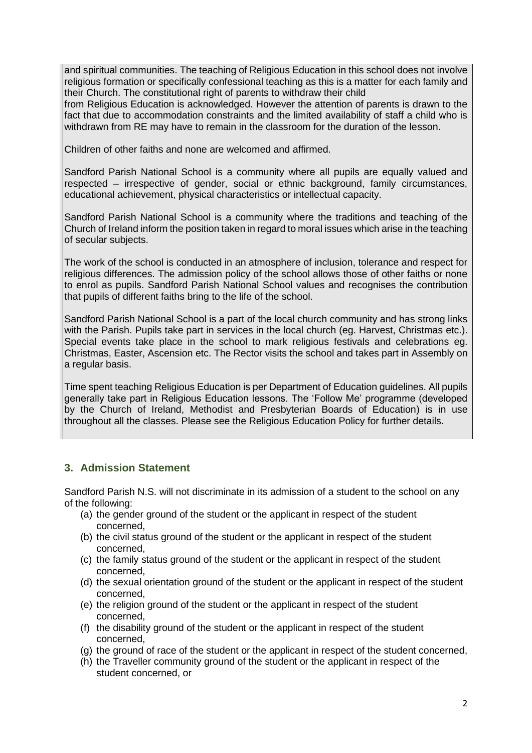and spiritual communities. The teaching of Religious Education in this school does not involve religious formation or specifically confessional teaching as this is a matter for each family and their Church. The constitutional right of parents to withdraw their child from Religious Education is acknowledged. However the attention of parents is drawn to the fact that due to accommodation constraints and the limited availability of staff a child who is withdrawn from RE may have to remain in the classroom for the duration of the lesson.

Children of other faiths and none are welcomed and affirmed.

Sandford Parish National School is a community where all pupils are equally valued and respected – irrespective of gender, social or ethnic background, family circumstances, educational achievement, physical characteristics or intellectual capacity.

Sandford Parish National School is a community where the traditions and teaching of the Church of Ireland inform the position taken in regard to moral issues which arise in the teaching of secular subjects.

The work of the school is conducted in an atmosphere of inclusion, tolerance and respect for religious differences. The admission policy of the school allows those of other faiths or none to enrol as pupils. Sandford Parish National School values and recognises the contribution that pupils of different faiths bring to the life of the school.

Sandford Parish National School is a part of the local church community and has strong links with the Parish. Pupils take part in services in the local church (eg. Harvest, Christmas etc.). Special events take place in the school to mark religious festivals and celebrations eg. Christmas, Easter, Ascension etc. The Rector visits the school and takes part in Assembly on a regular basis.

Time spent teaching Religious Education is per Department of Education guidelines. All pupils generally take part in Religious Education lessons. The 'Follow Me' programme (developed by the Church of Ireland, Methodist and Presbyterian Boards of Education) is in use throughout all the classes. Please see the Religious Education Policy for further details.

## 3. Admission Statement

Sandford Parish N.S. will not discriminate in its admission of a student to the school on any of the following:

(a) the gender ground of the student or the applicant in respect of the student concerned,
(b) the civil status ground of the student or the applicant in respect of the student concerned,
(c) the family status ground of the student or the applicant in respect of the student concerned,
(d) the sexual orientation ground of the student or the applicant in respect of the student concerned,
(e) the religion ground of the student or the applicant in respect of the student concerned,
(f) the disability ground of the student or the applicant in respect of the student concerned,
(g) the ground of race of the student or the applicant in respect of the student concerned,
(h) the Traveller community ground of the student or the applicant in respect of the student concerned, or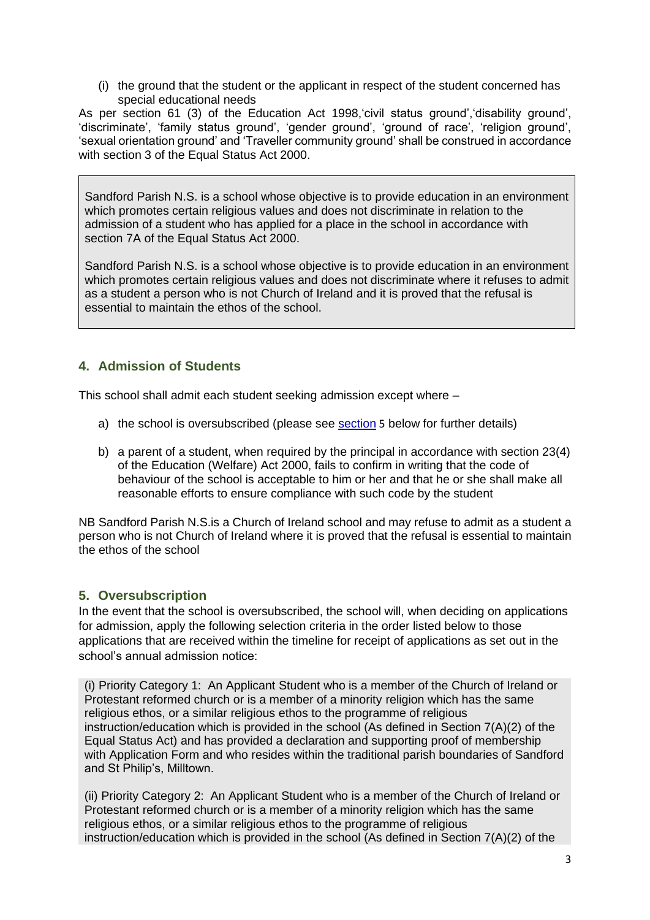(i) the ground that the student or the applicant in respect of the student concerned has special educational needs

As per section 61 (3) of the Education Act 1998,'civil status ground','disability ground', 'discriminate', 'family status ground', 'gender ground', 'ground of race', 'religion ground', 'sexual orientation ground' and 'Traveller community ground' shall be construed in accordance with section 3 of the Equal Status Act 2000.

> Sandford Parish N.S. is a school whose objective is to provide education in an environment which promotes certain religious values and does not discriminate in relation to the admission of a student who has applied for a place in the school in accordance with section 7A of the Equal Status Act 2000.
>
> Sandford Parish N.S. is a school whose objective is to provide education in an environment which promotes certain religious values and does not discriminate where it refuses to admit as a student a person who is not Church of Ireland and it is proved that the refusal is essential to maintain the ethos of the school.

## 4. Admission of Students

This school shall admit each student seeking admission except where –

a) the school is oversubscribed (please see section 5 below for further details)

b) a parent of a student, when required by the principal in accordance with section 23(4) of the Education (Welfare) Act 2000, fails to confirm in writing that the code of behaviour of the school is acceptable to him or her and that he or she shall make all reasonable efforts to ensure compliance with such code by the student

NB Sandford Parish N.S.is a Church of Ireland school and may refuse to admit as a student a person who is not Church of Ireland where it is proved that the refusal is essential to maintain the ethos of the school

## 5. Oversubscription

In the event that the school is oversubscribed, the school will, when deciding on applications for admission, apply the following selection criteria in the order listed below to those applications that are received within the timeline for receipt of applications as set out in the school's annual admission notice:

> (i) Priority Category 1: An Applicant Student who is a member of the Church of Ireland or Protestant reformed church or is a member of a minority religion which has the same religious ethos, or a similar religious ethos to the programme of religious instruction/education which is provided in the school (As defined in Section 7(A)(2) of the Equal Status Act) and has provided a declaration and supporting proof of membership with Application Form and who resides within the traditional parish boundaries of Sandford and St Philip's, Milltown.
>
> (ii) Priority Category 2: An Applicant Student who is a member of the Church of Ireland or Protestant reformed church or is a member of a minority religion which has the same religious ethos, or a similar religious ethos to the programme of religious instruction/education which is provided in the school (As defined in Section 7(A)(2) of the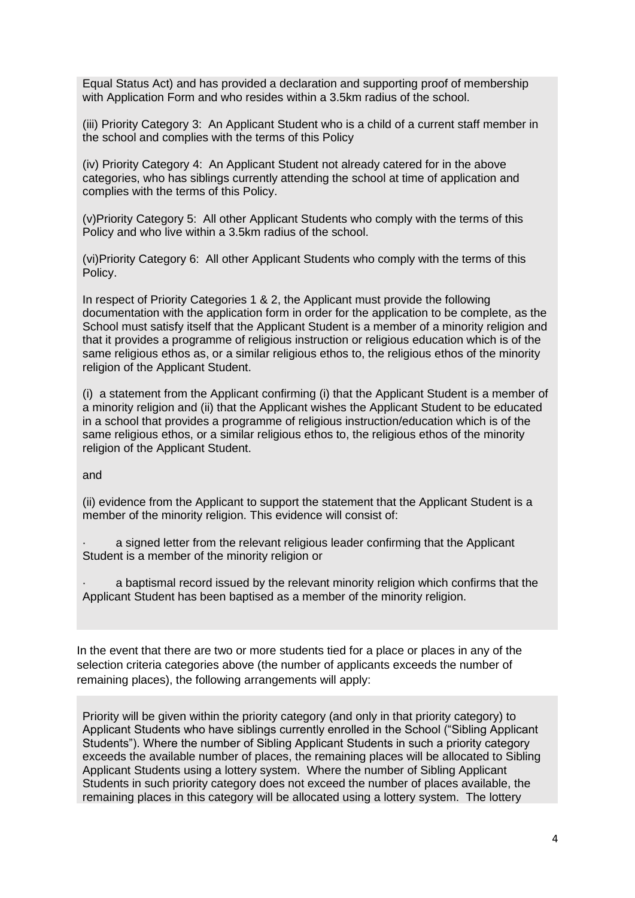Equal Status Act) and has provided a declaration and supporting proof of membership with Application Form and who resides within a 3.5km radius of the school.

(iii) Priority Category 3: An Applicant Student who is a child of a current staff member in the school and complies with the terms of this Policy

(iv) Priority Category 4: An Applicant Student not already catered for in the above categories, who has siblings currently attending the school at time of application and complies with the terms of this Policy.

(v)Priority Category 5: All other Applicant Students who comply with the terms of this Policy and who live within a 3.5km radius of the school.

(vi)Priority Category 6: All other Applicant Students who comply with the terms of this Policy.

In respect of Priority Categories 1 & 2, the Applicant must provide the following documentation with the application form in order for the application to be complete, as the School must satisfy itself that the Applicant Student is a member of a minority religion and that it provides a programme of religious instruction or religious education which is of the same religious ethos as, or a similar religious ethos to, the religious ethos of the minority religion of the Applicant Student.

(i) a statement from the Applicant confirming (i) that the Applicant Student is a member of a minority religion and (ii) that the Applicant wishes the Applicant Student to be educated in a school that provides a programme of religious instruction/education which is of the same religious ethos, or a similar religious ethos to, the religious ethos of the minority religion of the Applicant Student.

and

(ii) evidence from the Applicant to support the statement that the Applicant Student is a member of the minority religion. This evidence will consist of:

- a signed letter from the relevant religious leader confirming that the Applicant Student is a member of the minority religion or

- a baptismal record issued by the relevant minority religion which confirms that the Applicant Student has been baptised as a member of the minority religion.

In the event that there are two or more students tied for a place or places in any of the selection criteria categories above (the number of applicants exceeds the number of remaining places), the following arrangements will apply:

Priority will be given within the priority category (and only in that priority category) to Applicant Students who have siblings currently enrolled in the School ("Sibling Applicant Students"). Where the number of Sibling Applicant Students in such a priority category exceeds the available number of places, the remaining places will be allocated to Sibling Applicant Students using a lottery system. Where the number of Sibling Applicant Students in such priority category does not exceed the number of places available, the remaining places in this category will be allocated using a lottery system. The lottery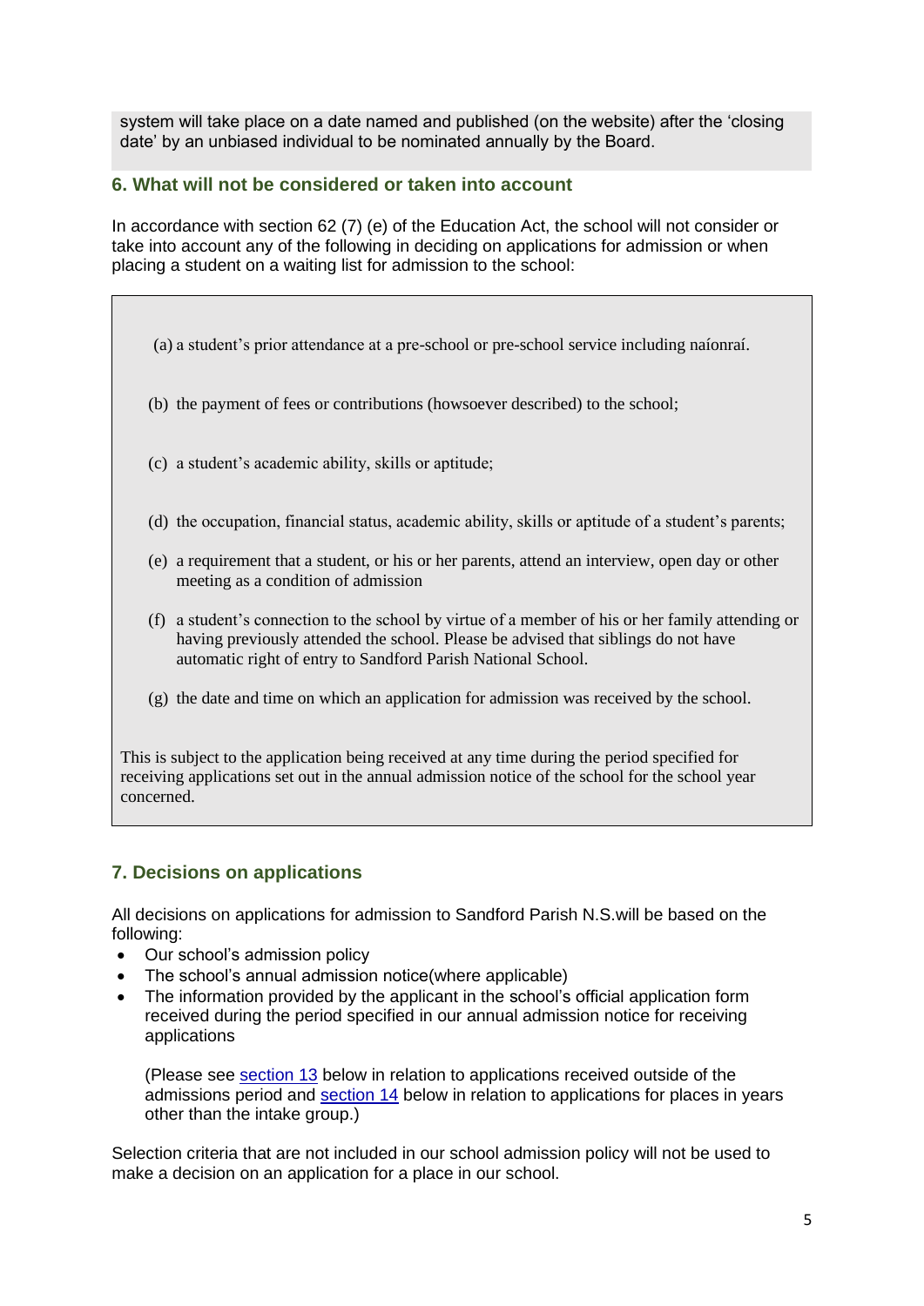system will take place on a date named and published (on the website) after the 'closing date' by an unbiased individual to be nominated annually by the Board.

## 6. What will not be considered or taken into account

In accordance with section 62 (7) (e) of the Education Act, the school will not consider or take into account any of the following in deciding on applications for admission or when placing a student on a waiting list for admission to the school:

(a) a student's prior attendance at a pre-school or pre-school service including naíonraí.

(b) the payment of fees or contributions (howsoever described) to the school;

(c) a student's academic ability, skills or aptitude;

(d) the occupation, financial status, academic ability, skills or aptitude of a student's parents;

(e) a requirement that a student, or his or her parents, attend an interview, open day or other meeting as a condition of admission

(f) a student's connection to the school by virtue of a member of his or her family attending or having previously attended the school. Please be advised that siblings do not have automatic right of entry to Sandford Parish National School.

(g) the date and time on which an application for admission was received by the school.

This is subject to the application being received at any time during the period specified for receiving applications set out in the annual admission notice of the school for the school year concerned.

## 7. Decisions on applications

All decisions on applications for admission to Sandford Parish N.S.will be based on the following:

- Our school's admission policy
- The school's annual admission notice(where applicable)
- The information provided by the applicant in the school's official application form received during the period specified in our annual admission notice for receiving applications

  (Please see section 13 below in relation to applications received outside of the admissions period and section 14 below in relation to applications for places in years other than the intake group.)

Selection criteria that are not included in our school admission policy will not be used to make a decision on an application for a place in our school.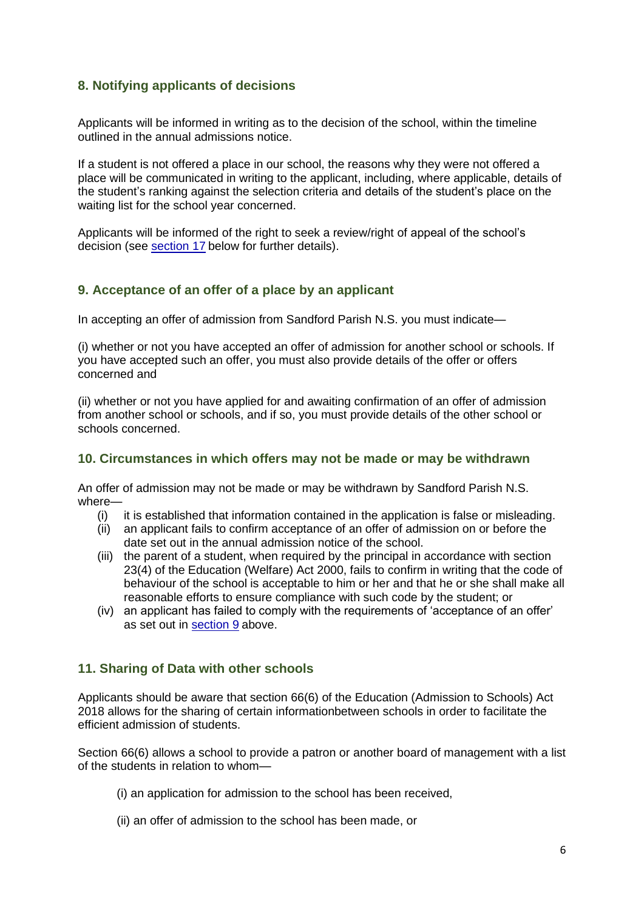## 8. Notifying applicants of decisions

Applicants will be informed in writing as to the decision of the school, within the timeline outlined in the annual admissions notice.

If a student is not offered a place in our school, the reasons why they were not offered a place will be communicated in writing to the applicant, including, where applicable, details of the student's ranking against the selection criteria and details of the student's place on the waiting list for the school year concerned.

Applicants will be informed of the right to seek a review/right of appeal of the school's decision (see section 17 below for further details).

## 9. Acceptance of an offer of a place by an applicant

In accepting an offer of admission from Sandford Parish N.S. you must indicate—

(i) whether or not you have accepted an offer of admission for another school or schools. If you have accepted such an offer, you must also provide details of the offer or offers concerned and

(ii) whether or not you have applied for and awaiting confirmation of an offer of admission from another school or schools, and if so, you must provide details of the other school or schools concerned.

## 10. Circumstances in which offers may not be made or may be withdrawn

An offer of admission may not be made or may be withdrawn by Sandford Parish N.S. where—

- (i) it is established that information contained in the application is false or misleading.
- (ii) an applicant fails to confirm acceptance of an offer of admission on or before the date set out in the annual admission notice of the school.
- (iii) the parent of a student, when required by the principal in accordance with section 23(4) of the Education (Welfare) Act 2000, fails to confirm in writing that the code of behaviour of the school is acceptable to him or her and that he or she shall make all reasonable efforts to ensure compliance with such code by the student; or
- (iv) an applicant has failed to comply with the requirements of 'acceptance of an offer' as set out in section 9 above.

## 11. Sharing of Data with other schools

Applicants should be aware that section 66(6) of the Education (Admission to Schools) Act 2018 allows for the sharing of certain informationbetween schools in order to facilitate the efficient admission of students.

Section 66(6) allows a school to provide a patron or another board of management with a list of the students in relation to whom—

(i) an application for admission to the school has been received,

(ii) an offer of admission to the school has been made, or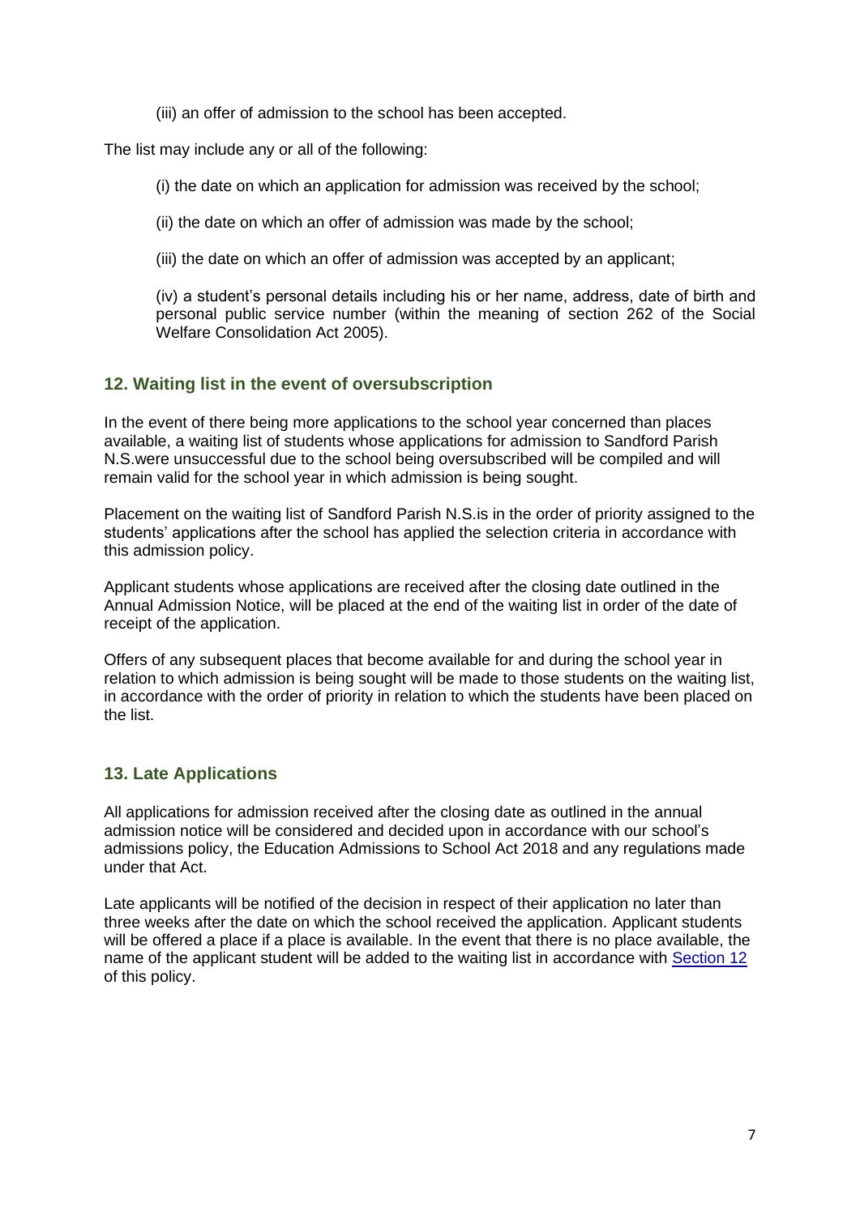(iii) an offer of admission to the school has been accepted.

The list may include any or all of the following:

(i) the date on which an application for admission was received by the school;

(ii) the date on which an offer of admission was made by the school;

(iii) the date on which an offer of admission was accepted by an applicant;

(iv) a student's personal details including his or her name, address, date of birth and personal public service number (within the meaning of section 262 of the Social Welfare Consolidation Act 2005).

## 12. Waiting list in the event of oversubscription

In the event of there being more applications to the school year concerned than places available, a waiting list of students whose applications for admission to Sandford Parish N.S.were unsuccessful due to the school being oversubscribed will be compiled and will remain valid for the school year in which admission is being sought.

Placement on the waiting list of Sandford Parish N.S.is in the order of priority assigned to the students' applications after the school has applied the selection criteria in accordance with this admission policy.

Applicant students whose applications are received after the closing date outlined in the Annual Admission Notice, will be placed at the end of the waiting list in order of the date of receipt of the application.

Offers of any subsequent places that become available for and during the school year in relation to which admission is being sought will be made to those students on the waiting list, in accordance with the order of priority in relation to which the students have been placed on the list.

## 13. Late Applications

All applications for admission received after the closing date as outlined in the annual admission notice will be considered and decided upon in accordance with our school's admissions policy, the Education Admissions to School Act 2018 and any regulations made under that Act.

Late applicants will be notified of the decision in respect of their application no later than three weeks after the date on which the school received the application. Applicant students will be offered a place if a place is available. In the event that there is no place available, the name of the applicant student will be added to the waiting list in accordance with Section 12 of this policy.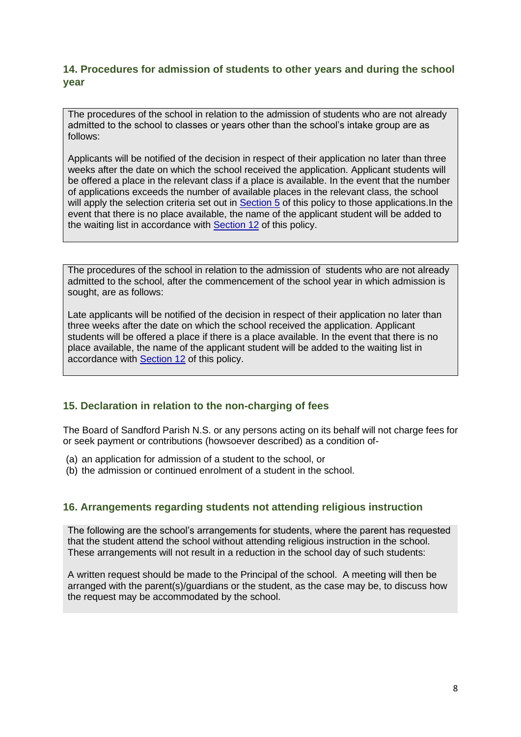## 14. Procedures for admission of students to other years and during the school year

The procedures of the school in relation to the admission of students who are not already admitted to the school to classes or years other than the school's intake group are as follows:

Applicants will be notified of the decision in respect of their application no later than three weeks after the date on which the school received the application. Applicant students will be offered a place in the relevant class if a place is available. In the event that the number of applications exceeds the number of available places in the relevant class, the school will apply the selection criteria set out in Section 5 of this policy to those applications.In the event that there is no place available, the name of the applicant student will be added to the waiting list in accordance with Section 12 of this policy.

The procedures of the school in relation to the admission of students who are not already admitted to the school, after the commencement of the school year in which admission is sought, are as follows:

Late applicants will be notified of the decision in respect of their application no later than three weeks after the date on which the school received the application. Applicant students will be offered a place if there is a place available. In the event that there is no place available, the name of the applicant student will be added to the waiting list in accordance with Section 12 of this policy.

## 15. Declaration in relation to the non-charging of fees

The Board of Sandford Parish N.S. or any persons acting on its behalf will not charge fees for or seek payment or contributions (howsoever described) as a condition of-

(a) an application for admission of a student to the school, or
(b) the admission or continued enrolment of a student in the school.

## 16. Arrangements regarding students not attending religious instruction

The following are the school's arrangements for students, where the parent has requested that the student attend the school without attending religious instruction in the school. These arrangements will not result in a reduction in the school day of such students:

A written request should be made to the Principal of the school. A meeting will then be arranged with the parent(s)/guardians or the student, as the case may be, to discuss how the request may be accommodated by the school.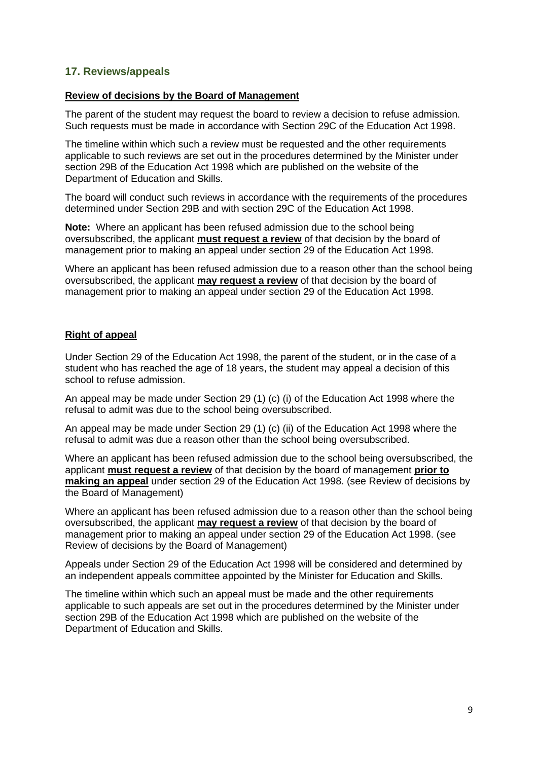## 17. Reviews/appeals

**Review of decisions by the Board of Management**

The parent of the student may request the board to review a decision to refuse admission. Such requests must be made in accordance with Section 29C of the Education Act 1998.

The timeline within which such a review must be requested and the other requirements applicable to such reviews are set out in the procedures determined by the Minister under section 29B of the Education Act 1998 which are published on the website of the Department of Education and Skills.

The board will conduct such reviews in accordance with the requirements of the procedures determined under Section 29B and with section 29C of the Education Act 1998.

**Note:** Where an applicant has been refused admission due to the school being oversubscribed, the applicant **must request a review** of that decision by the board of management prior to making an appeal under section 29 of the Education Act 1998.

Where an applicant has been refused admission due to a reason other than the school being oversubscribed, the applicant **may request a review** of that decision by the board of management prior to making an appeal under section 29 of the Education Act 1998.

**Right of appeal**

Under Section 29 of the Education Act 1998, the parent of the student, or in the case of a student who has reached the age of 18 years, the student may appeal a decision of this school to refuse admission.

An appeal may be made under Section 29 (1) (c) (i) of the Education Act 1998 where the refusal to admit was due to the school being oversubscribed.

An appeal may be made under Section 29 (1) (c) (ii) of the Education Act 1998 where the refusal to admit was due a reason other than the school being oversubscribed.

Where an applicant has been refused admission due to the school being oversubscribed, the applicant **must request a review** of that decision by the board of management **prior to making an appeal** under section 29 of the Education Act 1998. (see Review of decisions by the Board of Management)

Where an applicant has been refused admission due to a reason other than the school being oversubscribed, the applicant **may request a review** of that decision by the board of management prior to making an appeal under section 29 of the Education Act 1998. (see Review of decisions by the Board of Management)

Appeals under Section 29 of the Education Act 1998 will be considered and determined by an independent appeals committee appointed by the Minister for Education and Skills.

The timeline within which such an appeal must be made and the other requirements applicable to such appeals are set out in the procedures determined by the Minister under section 29B of the Education Act 1998 which are published on the website of the Department of Education and Skills.